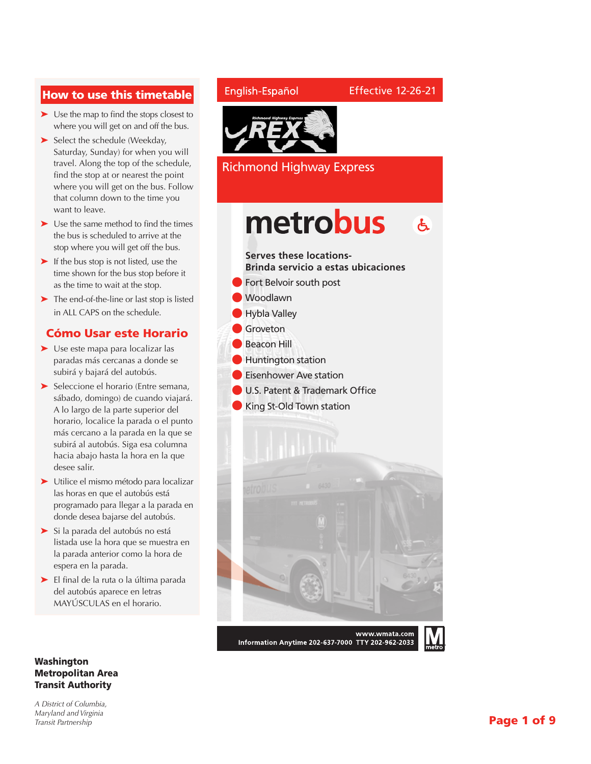## How to use this timetable

- Use the map to find the stops closest to where you will get on and off the bus.
- Select the schedule (Weekday, Saturday, Sunday) for when you will travel. Along the top of the schedule, find the stop at or nearest the point where you will get on the bus. Follow that column down to the time you want to leave.
- Use the same method to find the times the bus is scheduled to arrive at the stop where you will get off the bus.
- If the bus stop is not listed, use the time shown for the bus stop before it as the time to wait at the stop.
- The end-of-the-line or last stop is listed in ALL CAPS on the schedule.

## Cómo Usar este Horario

- Use este mapa para localizar las paradas más cercanas a donde se subirá y bajará del autobús.
- Seleccione el horario (Entre semana, sábado, domingo) de cuando viajará. A lo largo de la parte superior del horario, localice la parada o el punto más cercano a la parada en la que se subirá al autobús. Siga esa columna hacia abajo hasta la hora en la que desee salir.
- Utilice el mismo método para localizar las horas en que el autobús está programado para llegar a la parada en donde desea bajarse del autobús.
- Si la parada del autobús no está listada use la hora que se muestra en la parada anterior como la hora de espera en la parada.
- El final de la ruta o la última parada del autobús aparece en letras MAYÚSCULAS en el horario.

English-Español

Effective 12-26-21

REX

# Richmond Highway Express

# metrobus

**Serves these locations-**
**Brinda servicio a estas ubicaciones**

- Fort Belvoir south post
- Woodlawn
- Hybla Valley
- Groveton
- Beacon Hill
- Huntington station
- Eisenhower Ave station
- U.S. Patent & Trademark Office
- King St-Old Town station

www.wmata.com
Information Anytime 202-637-7000 TTY 202-962-2033

**Washington Metropolitan Area Transit Authority**

*A District of Columbia, Maryland and Virginia Transit Partnership*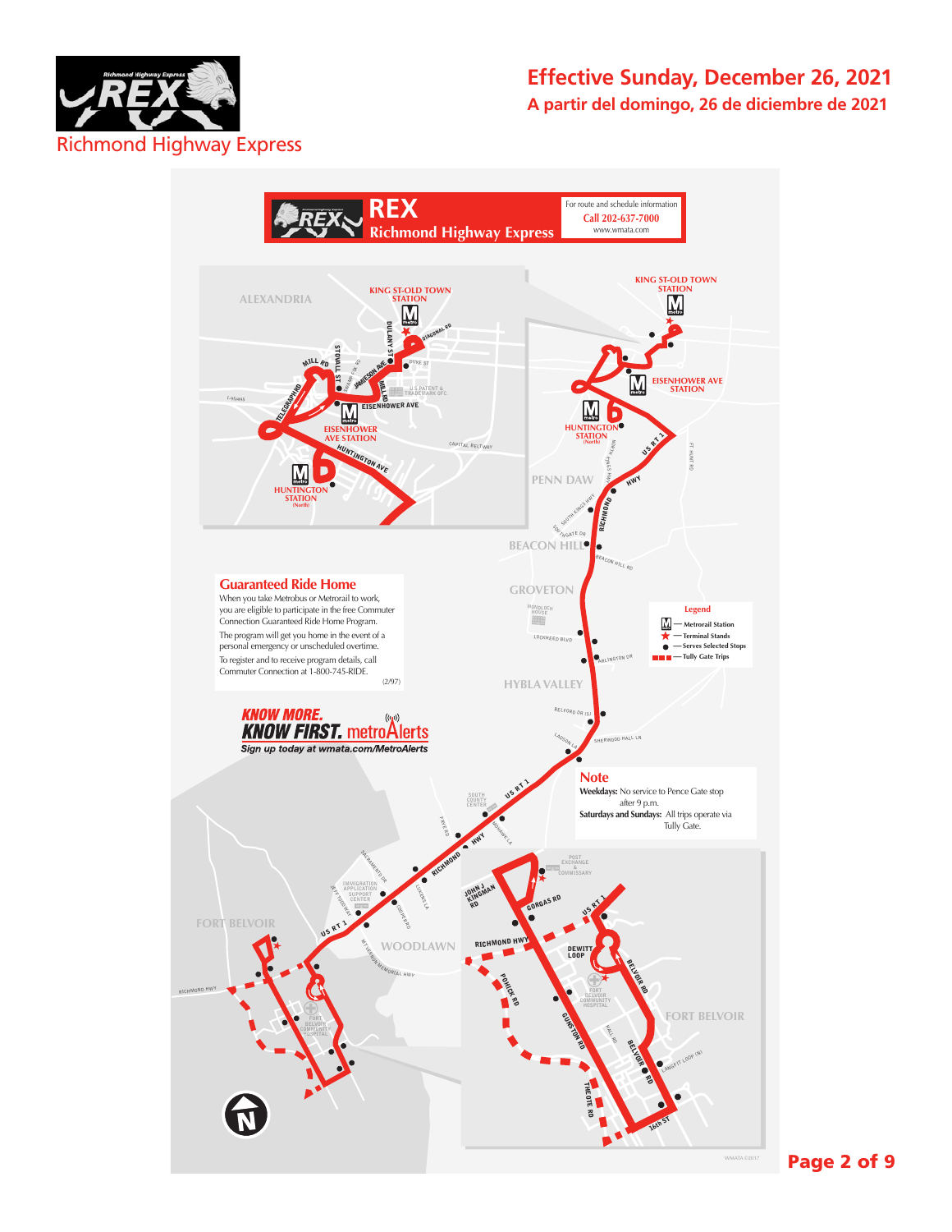Richmond Highway Express

# Effective Sunday, December 26, 2021

## A partir del domingo, 26 de diciembre de 2021

# REX Richmond Highway Express

For route and schedule information
Call 202-637-7000
www.wmata.com

KING ST-OLD TOWN STATION

EISENHOWER AVE STATION

HUNTINGTON STATION (North)

PENN DAW

BEACON HILL

GROVETON

HYBLA VALLEY

WOODLAWN

FORT BELVOIR

### Guaranteed Ride Home

When you take Metrobus or Metrorail to work, you are eligible to participate in the free Commuter Connection Guaranteed Ride Home Program.

The program will get you home in the event of a personal emergency or unscheduled overtime.

To register and receive program details, call Commuter Connection at 1-800-745-RIDE.

(2/97)

**KNOW MORE. KNOW FIRST.** metroAlerts
Sign up today at wmata.com/MetroAlerts

### Legend

- Metrorail Station
- Terminal Stands
- Serves Selected Stops
- Tully Gate Trips

### Note

**Weekdays:** No service to Pence Gate stop after 9 p.m.

**Saturdays and Sundays:** All trips operate via Tully Gate.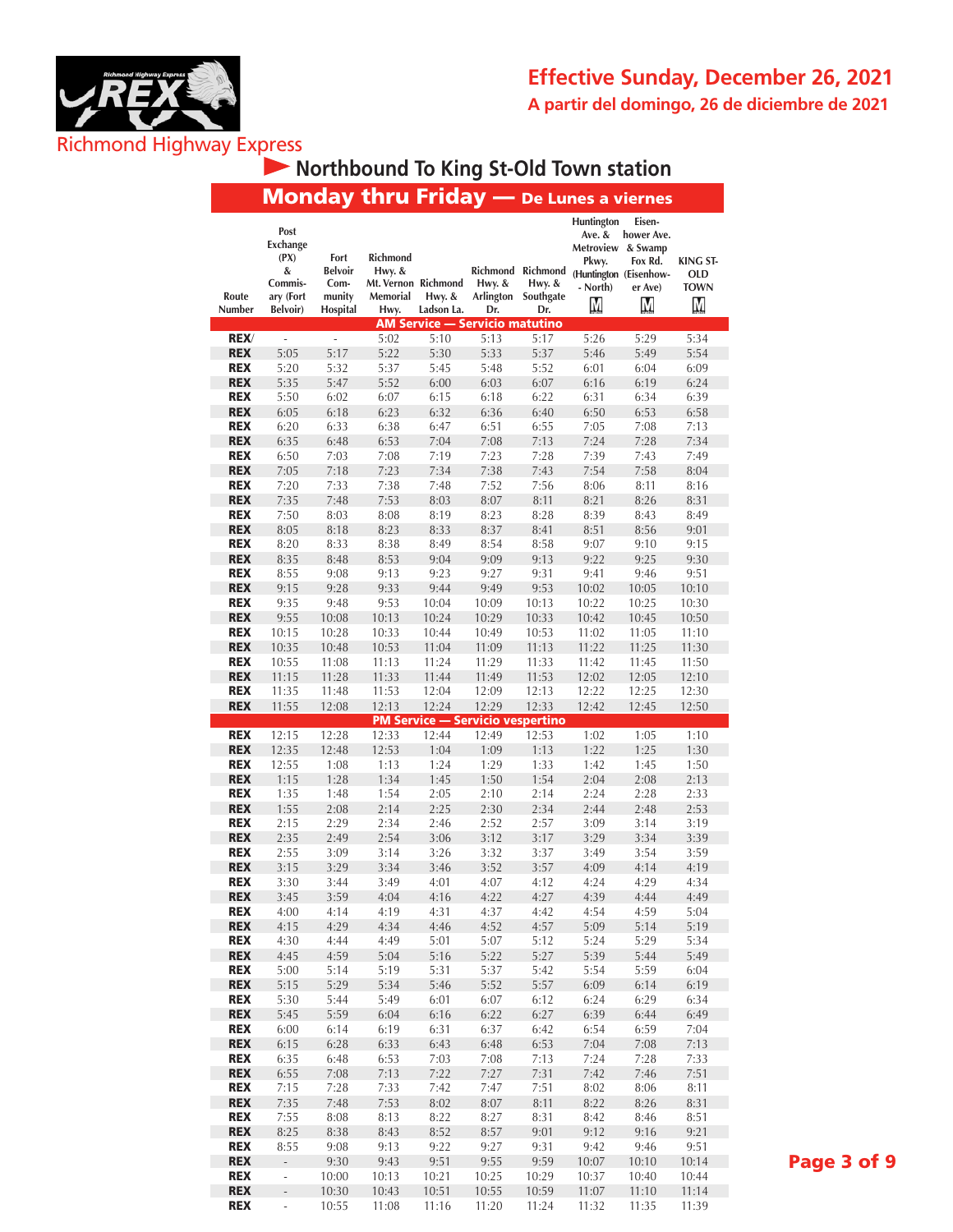Richmond Highway Express

# Effective Sunday, December 26, 2021

**A partir del domingo, 26 de diciembre de 2021**

## Northbound To King St-Old Town station

### Monday thru Friday — De Lunes a viernes

| Route Number | Post Exchange (PX) & Commissary (Fort Belvoir) | Fort Belvoir Community Hospital | Richmond Hwy. & Mt. Vernon Memorial Hwy. | Richmond Hwy. & Ladson La. | Richmond Hwy. & Arlington Dr. | Richmond Hwy. & Southgate Dr. | Huntington Ave. & Metroview Pkwy. (Huntington - North) M | Eisenhower Ave. & Swamp Fox Rd. (Eisenhower Ave) M | KING ST-OLD TOWN M |
|---|---|---|---|---|---|---|---|---|---|
| **AM Service — Servicio matutino** | | | | | | | | | |
| REX/ | - | - | 5:02 | 5:10 | 5:13 | 5:17 | 5:26 | 5:29 | 5:34 |
| REX | 5:05 | 5:17 | 5:22 | 5:30 | 5:33 | 5:37 | 5:46 | 5:49 | 5:54 |
| REX | 5:20 | 5:32 | 5:37 | 5:45 | 5:48 | 5:52 | 6:01 | 6:04 | 6:09 |
| REX | 5:35 | 5:47 | 5:52 | 6:00 | 6:03 | 6:07 | 6:16 | 6:19 | 6:24 |
| REX | 5:50 | 6:02 | 6:07 | 6:15 | 6:18 | 6:22 | 6:31 | 6:34 | 6:39 |
| REX | 6:05 | 6:18 | 6:23 | 6:32 | 6:36 | 6:40 | 6:50 | 6:53 | 6:58 |
| REX | 6:20 | 6:33 | 6:38 | 6:47 | 6:51 | 6:55 | 7:05 | 7:08 | 7:13 |
| REX | 6:35 | 6:48 | 6:53 | 7:04 | 7:08 | 7:13 | 7:24 | 7:28 | 7:34 |
| REX | 6:50 | 7:03 | 7:08 | 7:19 | 7:23 | 7:28 | 7:39 | 7:43 | 7:49 |
| REX | 7:05 | 7:18 | 7:23 | 7:34 | 7:38 | 7:43 | 7:54 | 7:58 | 8:04 |
| REX | 7:20 | 7:33 | 7:38 | 7:48 | 7:52 | 7:56 | 8:06 | 8:11 | 8:16 |
| REX | 7:35 | 7:48 | 7:53 | 8:03 | 8:07 | 8:11 | 8:21 | 8:26 | 8:31 |
| REX | 7:50 | 8:03 | 8:08 | 8:19 | 8:23 | 8:28 | 8:39 | 8:43 | 8:49 |
| REX | 8:05 | 8:18 | 8:23 | 8:33 | 8:37 | 8:41 | 8:51 | 8:56 | 9:01 |
| REX | 8:20 | 8:33 | 8:38 | 8:49 | 8:54 | 8:58 | 9:07 | 9:10 | 9:15 |
| REX | 8:35 | 8:48 | 8:53 | 9:04 | 9:09 | 9:13 | 9:22 | 9:25 | 9:30 |
| REX | 8:55 | 9:08 | 9:13 | 9:23 | 9:27 | 9:31 | 9:41 | 9:46 | 9:51 |
| REX | 9:15 | 9:28 | 9:33 | 9:44 | 9:49 | 9:53 | 10:02 | 10:05 | 10:10 |
| REX | 9:35 | 9:48 | 9:53 | 10:04 | 10:09 | 10:13 | 10:22 | 10:25 | 10:30 |
| REX | 9:55 | 10:08 | 10:13 | 10:24 | 10:29 | 10:33 | 10:42 | 10:45 | 10:50 |
| REX | 10:15 | 10:28 | 10:33 | 10:44 | 10:49 | 10:53 | 11:02 | 11:05 | 11:10 |
| REX | 10:35 | 10:48 | 10:53 | 11:04 | 11:09 | 11:13 | 11:22 | 11:25 | 11:30 |
| REX | 10:55 | 11:08 | 11:13 | 11:24 | 11:29 | 11:33 | 11:42 | 11:45 | 11:50 |
| REX | 11:15 | 11:28 | 11:33 | 11:44 | 11:49 | 11:53 | 12:02 | 12:05 | 12:10 |
| REX | 11:35 | 11:48 | 11:53 | 12:04 | 12:09 | 12:13 | 12:22 | 12:25 | 12:30 |
| REX | 11:55 | 12:08 | 12:13 | 12:24 | 12:29 | 12:33 | 12:42 | 12:45 | 12:50 |
| **PM Service — Servicio vespertino** | | | | | | | | | |
| REX | 12:15 | 12:28 | 12:33 | 12:44 | 12:49 | 12:53 | 1:02 | 1:05 | 1:10 |
| REX | 12:35 | 12:48 | 12:53 | 1:04 | 1:09 | 1:13 | 1:22 | 1:25 | 1:30 |
| REX | 12:55 | 1:08 | 1:13 | 1:24 | 1:29 | 1:33 | 1:42 | 1:45 | 1:50 |
| REX | 1:15 | 1:28 | 1:34 | 1:45 | 1:50 | 1:54 | 2:04 | 2:08 | 2:13 |
| REX | 1:35 | 1:48 | 1:54 | 2:05 | 2:10 | 2:14 | 2:24 | 2:28 | 2:33 |
| REX | 1:55 | 2:08 | 2:14 | 2:25 | 2:30 | 2:34 | 2:44 | 2:48 | 2:53 |
| REX | 2:15 | 2:29 | 2:34 | 2:46 | 2:52 | 2:57 | 3:09 | 3:14 | 3:19 |
| REX | 2:35 | 2:49 | 2:54 | 3:06 | 3:12 | 3:17 | 3:29 | 3:34 | 3:39 |
| REX | 2:55 | 3:09 | 3:14 | 3:26 | 3:32 | 3:37 | 3:49 | 3:54 | 3:59 |
| REX | 3:15 | 3:29 | 3:34 | 3:46 | 3:52 | 3:57 | 4:09 | 4:14 | 4:19 |
| REX | 3:30 | 3:44 | 3:49 | 4:01 | 4:07 | 4:12 | 4:24 | 4:29 | 4:34 |
| REX | 3:45 | 3:59 | 4:04 | 4:16 | 4:22 | 4:27 | 4:39 | 4:44 | 4:49 |
| REX | 4:00 | 4:14 | 4:19 | 4:31 | 4:37 | 4:42 | 4:54 | 4:59 | 5:04 |
| REX | 4:15 | 4:29 | 4:34 | 4:46 | 4:52 | 4:57 | 5:09 | 5:14 | 5:19 |
| REX | 4:30 | 4:44 | 4:49 | 5:01 | 5:07 | 5:12 | 5:24 | 5:29 | 5:34 |
| REX | 4:45 | 4:59 | 5:04 | 5:16 | 5:22 | 5:27 | 5:39 | 5:44 | 5:49 |
| REX | 5:00 | 5:14 | 5:19 | 5:31 | 5:37 | 5:42 | 5:54 | 5:59 | 6:04 |
| REX | 5:15 | 5:29 | 5:34 | 5:46 | 5:52 | 5:57 | 6:09 | 6:14 | 6:19 |
| REX | 5:30 | 5:44 | 5:49 | 6:01 | 6:07 | 6:12 | 6:24 | 6:29 | 6:34 |
| REX | 5:45 | 5:59 | 6:04 | 6:16 | 6:22 | 6:27 | 6:39 | 6:44 | 6:49 |
| REX | 6:00 | 6:14 | 6:19 | 6:31 | 6:37 | 6:42 | 6:54 | 6:59 | 7:04 |
| REX | 6:15 | 6:28 | 6:33 | 6:43 | 6:48 | 6:53 | 7:04 | 7:08 | 7:13 |
| REX | 6:35 | 6:48 | 6:53 | 7:03 | 7:08 | 7:13 | 7:24 | 7:28 | 7:33 |
| REX | 6:55 | 7:08 | 7:13 | 7:22 | 7:27 | 7:31 | 7:42 | 7:46 | 7:51 |
| REX | 7:15 | 7:28 | 7:33 | 7:42 | 7:47 | 7:51 | 8:02 | 8:06 | 8:11 |
| REX | 7:35 | 7:48 | 7:53 | 8:02 | 8:07 | 8:11 | 8:22 | 8:26 | 8:31 |
| REX | 7:55 | 8:08 | 8:13 | 8:22 | 8:27 | 8:31 | 8:42 | 8:46 | 8:51 |
| REX | 8:25 | 8:38 | 8:43 | 8:52 | 8:57 | 9:01 | 9:12 | 9:16 | 9:21 |
| REX | 8:55 | 9:08 | 9:13 | 9:22 | 9:27 | 9:31 | 9:42 | 9:46 | 9:51 |
| REX | - | 9:30 | 9:43 | 9:51 | 9:55 | 9:59 | 10:07 | 10:10 | 10:14 |
| REX | - | 10:00 | 10:13 | 10:21 | 10:25 | 10:29 | 10:37 | 10:40 | 10:44 |
| REX | - | 10:30 | 10:43 | 10:51 | 10:55 | 10:59 | 11:07 | 11:10 | 11:14 |
| REX | - | 10:55 | 11:08 | 11:16 | 11:20 | 11:24 | 11:32 | 11:35 | 11:39 |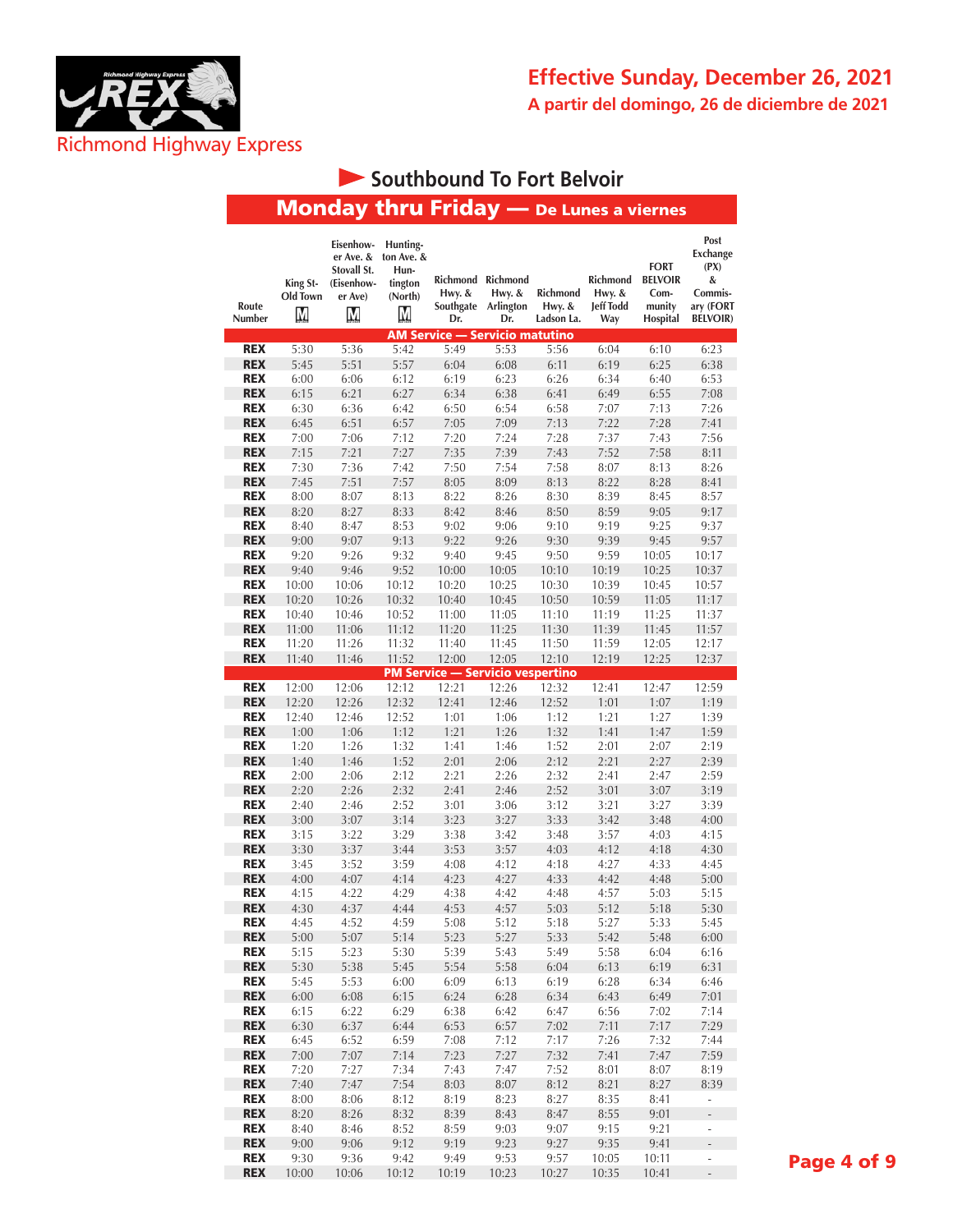Richmond Highway Express

# Effective Sunday, December 26, 2021

**A partir del domingo, 26 de diciembre de 2021**

## Southbound To Fort Belvoir

### Monday thru Friday — De Lunes a viernes

| Route Number | King St-Old Town | Eisenhower Ave. & Stovall St. (Eisenhower Ave) | Huntington Ave. & Huntington (North) | Richmond Hwy. & Southgate Dr. | Richmond Hwy. & Arlington Dr. | Richmond Hwy. & Ladson La. | Richmond Hwy. & Jeff Todd Way | FORT BELVOIR Community Hospital | Post Exchange (PX) & Commissary (FORT BELVOIR) |
|---|---|---|---|---|---|---|---|---|---|
| **AM Service — Servicio matutino** | | | | | | | | | |
| REX | 5:30 | 5:36 | 5:42 | 5:49 | 5:53 | 5:56 | 6:04 | 6:10 | 6:23 |
| REX | 5:45 | 5:51 | 5:57 | 6:04 | 6:08 | 6:11 | 6:19 | 6:25 | 6:38 |
| REX | 6:00 | 6:06 | 6:12 | 6:19 | 6:23 | 6:26 | 6:34 | 6:40 | 6:53 |
| REX | 6:15 | 6:21 | 6:27 | 6:34 | 6:38 | 6:41 | 6:49 | 6:55 | 7:08 |
| REX | 6:30 | 6:36 | 6:42 | 6:50 | 6:54 | 6:58 | 7:07 | 7:13 | 7:26 |
| REX | 6:45 | 6:51 | 6:57 | 7:05 | 7:09 | 7:13 | 7:22 | 7:28 | 7:41 |
| REX | 7:00 | 7:06 | 7:12 | 7:20 | 7:24 | 7:28 | 7:37 | 7:43 | 7:56 |
| REX | 7:15 | 7:21 | 7:27 | 7:35 | 7:39 | 7:43 | 7:52 | 7:58 | 8:11 |
| REX | 7:30 | 7:36 | 7:42 | 7:50 | 7:54 | 7:58 | 8:07 | 8:13 | 8:26 |
| REX | 7:45 | 7:51 | 7:57 | 8:05 | 8:09 | 8:13 | 8:22 | 8:28 | 8:41 |
| REX | 8:00 | 8:07 | 8:13 | 8:22 | 8:26 | 8:30 | 8:39 | 8:45 | 8:57 |
| REX | 8:20 | 8:27 | 8:33 | 8:42 | 8:46 | 8:50 | 8:59 | 9:05 | 9:17 |
| REX | 8:40 | 8:47 | 8:53 | 9:02 | 9:06 | 9:10 | 9:19 | 9:25 | 9:37 |
| REX | 9:00 | 9:07 | 9:13 | 9:22 | 9:26 | 9:30 | 9:39 | 9:45 | 9:57 |
| REX | 9:20 | 9:26 | 9:32 | 9:40 | 9:45 | 9:50 | 9:59 | 10:05 | 10:17 |
| REX | 9:40 | 9:46 | 9:52 | 10:00 | 10:05 | 10:10 | 10:19 | 10:25 | 10:37 |
| REX | 10:00 | 10:06 | 10:12 | 10:20 | 10:25 | 10:30 | 10:39 | 10:45 | 10:57 |
| REX | 10:20 | 10:26 | 10:32 | 10:40 | 10:45 | 10:50 | 10:59 | 11:05 | 11:17 |
| REX | 10:40 | 10:46 | 10:52 | 11:00 | 11:05 | 11:10 | 11:19 | 11:25 | 11:37 |
| REX | 11:00 | 11:06 | 11:12 | 11:20 | 11:25 | 11:30 | 11:39 | 11:45 | 11:57 |
| REX | 11:20 | 11:26 | 11:32 | 11:40 | 11:45 | 11:50 | 11:59 | 12:05 | 12:17 |
| REX | 11:40 | 11:46 | 11:52 | 12:00 | 12:05 | 12:10 | 12:19 | 12:25 | 12:37 |
| **PM Service — Servicio vespertino** | | | | | | | | | |
| REX | 12:00 | 12:06 | 12:12 | 12:21 | 12:26 | 12:32 | 12:41 | 12:47 | 12:59 |
| REX | 12:20 | 12:26 | 12:32 | 12:41 | 12:46 | 12:52 | 1:01 | 1:07 | 1:19 |
| REX | 12:40 | 12:46 | 12:52 | 1:01 | 1:06 | 1:12 | 1:21 | 1:27 | 1:39 |
| REX | 1:00 | 1:06 | 1:12 | 1:21 | 1:26 | 1:32 | 1:41 | 1:47 | 1:59 |
| REX | 1:20 | 1:26 | 1:32 | 1:41 | 1:46 | 1:52 | 2:01 | 2:07 | 2:19 |
| REX | 1:40 | 1:46 | 1:52 | 2:01 | 2:06 | 2:12 | 2:21 | 2:27 | 2:39 |
| REX | 2:00 | 2:06 | 2:12 | 2:21 | 2:26 | 2:32 | 2:41 | 2:47 | 2:59 |
| REX | 2:20 | 2:26 | 2:32 | 2:41 | 2:46 | 2:52 | 3:01 | 3:07 | 3:19 |
| REX | 2:40 | 2:46 | 2:52 | 3:01 | 3:06 | 3:12 | 3:21 | 3:27 | 3:39 |
| REX | 3:00 | 3:07 | 3:14 | 3:23 | 3:27 | 3:33 | 3:42 | 3:48 | 4:00 |
| REX | 3:15 | 3:22 | 3:29 | 3:38 | 3:42 | 3:48 | 3:57 | 4:03 | 4:15 |
| REX | 3:30 | 3:37 | 3:44 | 3:53 | 3:57 | 4:03 | 4:12 | 4:18 | 4:30 |
| REX | 3:45 | 3:52 | 3:59 | 4:08 | 4:12 | 4:18 | 4:27 | 4:33 | 4:45 |
| REX | 4:00 | 4:07 | 4:14 | 4:23 | 4:27 | 4:33 | 4:42 | 4:48 | 5:00 |
| REX | 4:15 | 4:22 | 4:29 | 4:38 | 4:42 | 4:48 | 4:57 | 5:03 | 5:15 |
| REX | 4:30 | 4:37 | 4:44 | 4:53 | 4:57 | 5:03 | 5:12 | 5:18 | 5:30 |
| REX | 4:45 | 4:52 | 4:59 | 5:08 | 5:12 | 5:18 | 5:27 | 5:33 | 5:45 |
| REX | 5:00 | 5:07 | 5:14 | 5:23 | 5:27 | 5:33 | 5:42 | 5:48 | 6:00 |
| REX | 5:15 | 5:23 | 5:30 | 5:39 | 5:43 | 5:49 | 5:58 | 6:04 | 6:16 |
| REX | 5:30 | 5:38 | 5:45 | 5:54 | 5:58 | 6:04 | 6:13 | 6:19 | 6:31 |
| REX | 5:45 | 5:53 | 6:00 | 6:09 | 6:13 | 6:19 | 6:28 | 6:34 | 6:46 |
| REX | 6:00 | 6:08 | 6:15 | 6:24 | 6:28 | 6:34 | 6:43 | 6:49 | 7:01 |
| REX | 6:15 | 6:22 | 6:29 | 6:38 | 6:42 | 6:47 | 6:56 | 7:02 | 7:14 |
| REX | 6:30 | 6:37 | 6:44 | 6:53 | 6:57 | 7:02 | 7:11 | 7:17 | 7:29 |
| REX | 6:45 | 6:52 | 6:59 | 7:08 | 7:12 | 7:17 | 7:26 | 7:32 | 7:44 |
| REX | 7:00 | 7:07 | 7:14 | 7:23 | 7:27 | 7:32 | 7:41 | 7:47 | 7:59 |
| REX | 7:20 | 7:27 | 7:34 | 7:43 | 7:47 | 7:52 | 8:01 | 8:07 | 8:19 |
| REX | 7:40 | 7:47 | 7:54 | 8:03 | 8:07 | 8:12 | 8:21 | 8:27 | 8:39 |
| REX | 8:00 | 8:06 | 8:12 | 8:19 | 8:23 | 8:27 | 8:35 | 8:41 | - |
| REX | 8:20 | 8:26 | 8:32 | 8:39 | 8:43 | 8:47 | 8:55 | 9:01 | - |
| REX | 8:40 | 8:46 | 8:52 | 8:59 | 9:03 | 9:07 | 9:15 | 9:21 | - |
| REX | 9:00 | 9:06 | 9:12 | 9:19 | 9:23 | 9:27 | 9:35 | 9:41 | - |
| REX | 9:30 | 9:36 | 9:42 | 9:49 | 9:53 | 9:57 | 10:05 | 10:11 | - |
| REX | 10:00 | 10:06 | 10:12 | 10:19 | 10:23 | 10:27 | 10:35 | 10:41 | - |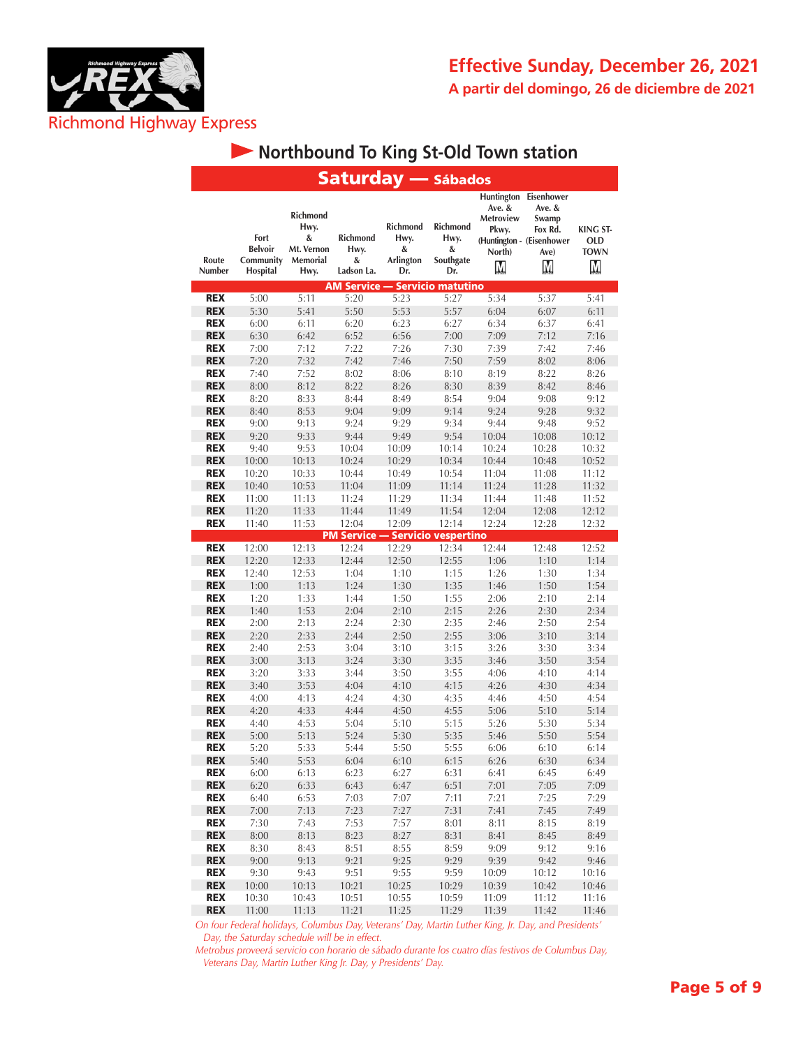Richmond Highway Express

# Effective Sunday, December 26, 2021

## A partir del domingo, 26 de diciembre de 2021

## Northbound To King St-Old Town station

### Saturday — Sábados

| Route Number | Fort Belvoir Community Hospital | Richmond Hwy. & Mt. Vernon Memorial Hwy. | Richmond Hwy. & Ladson La. | Richmond Hwy. & Arlington Dr. | Richmond Hwy. & Southgate Dr. | Huntington Ave. & Metroview Pkwy. (Huntington - North) M | Eisenhower Ave. & Swamp Fox Rd. (Eisenhower Ave) M | KING ST-OLD TOWN M |
|---|---|---|---|---|---|---|---|---|
| **AM Service — Servicio matutino** | | | | | | | | |
| REX | 5:00 | 5:11 | 5:20 | 5:23 | 5:27 | 5:34 | 5:37 | 5:41 |
| REX | 5:30 | 5:41 | 5:50 | 5:53 | 5:57 | 6:04 | 6:07 | 6:11 |
| REX | 6:00 | 6:11 | 6:20 | 6:23 | 6:27 | 6:34 | 6:37 | 6:41 |
| REX | 6:30 | 6:42 | 6:52 | 6:56 | 7:00 | 7:09 | 7:12 | 7:16 |
| REX | 7:00 | 7:12 | 7:22 | 7:26 | 7:30 | 7:39 | 7:42 | 7:46 |
| REX | 7:20 | 7:32 | 7:42 | 7:46 | 7:50 | 7:59 | 8:02 | 8:06 |
| REX | 7:40 | 7:52 | 8:02 | 8:06 | 8:10 | 8:19 | 8:22 | 8:26 |
| REX | 8:00 | 8:12 | 8:22 | 8:26 | 8:30 | 8:39 | 8:42 | 8:46 |
| REX | 8:20 | 8:33 | 8:44 | 8:49 | 8:54 | 9:04 | 9:08 | 9:12 |
| REX | 8:40 | 8:53 | 9:04 | 9:09 | 9:14 | 9:24 | 9:28 | 9:32 |
| REX | 9:00 | 9:13 | 9:24 | 9:29 | 9:34 | 9:44 | 9:48 | 9:52 |
| REX | 9:20 | 9:33 | 9:44 | 9:49 | 9:54 | 10:04 | 10:08 | 10:12 |
| REX | 9:40 | 9:53 | 10:04 | 10:09 | 10:14 | 10:24 | 10:28 | 10:32 |
| REX | 10:00 | 10:13 | 10:24 | 10:29 | 10:34 | 10:44 | 10:48 | 10:52 |
| REX | 10:20 | 10:33 | 10:44 | 10:49 | 10:54 | 11:04 | 11:08 | 11:12 |
| REX | 10:40 | 10:53 | 11:04 | 11:09 | 11:14 | 11:24 | 11:28 | 11:32 |
| REX | 11:00 | 11:13 | 11:24 | 11:29 | 11:34 | 11:44 | 11:48 | 11:52 |
| REX | 11:20 | 11:33 | 11:44 | 11:49 | 11:54 | 12:04 | 12:08 | 12:12 |
| REX | 11:40 | 11:53 | 12:04 | 12:09 | 12:14 | 12:24 | 12:28 | 12:32 |
| **PM Service — Servicio vespertino** | | | | | | | | |
| REX | 12:00 | 12:13 | 12:24 | 12:29 | 12:34 | 12:44 | 12:48 | 12:52 |
| REX | 12:20 | 12:33 | 12:44 | 12:50 | 12:55 | 1:06 | 1:10 | 1:14 |
| REX | 12:40 | 12:53 | 1:04 | 1:10 | 1:15 | 1:26 | 1:30 | 1:34 |
| REX | 1:00 | 1:13 | 1:24 | 1:30 | 1:35 | 1:46 | 1:50 | 1:54 |
| REX | 1:20 | 1:33 | 1:44 | 1:50 | 1:55 | 2:06 | 2:10 | 2:14 |
| REX | 1:40 | 1:53 | 2:04 | 2:10 | 2:15 | 2:26 | 2:30 | 2:34 |
| REX | 2:00 | 2:13 | 2:24 | 2:30 | 2:35 | 2:46 | 2:50 | 2:54 |
| REX | 2:20 | 2:33 | 2:44 | 2:50 | 2:55 | 3:06 | 3:10 | 3:14 |
| REX | 2:40 | 2:53 | 3:04 | 3:10 | 3:15 | 3:26 | 3:30 | 3:34 |
| REX | 3:00 | 3:13 | 3:24 | 3:30 | 3:35 | 3:46 | 3:50 | 3:54 |
| REX | 3:20 | 3:33 | 3:44 | 3:50 | 3:55 | 4:06 | 4:10 | 4:14 |
| REX | 3:40 | 3:53 | 4:04 | 4:10 | 4:15 | 4:26 | 4:30 | 4:34 |
| REX | 4:00 | 4:13 | 4:24 | 4:30 | 4:35 | 4:46 | 4:50 | 4:54 |
| REX | 4:20 | 4:33 | 4:44 | 4:50 | 4:55 | 5:06 | 5:10 | 5:14 |
| REX | 4:40 | 4:53 | 5:04 | 5:10 | 5:15 | 5:26 | 5:30 | 5:34 |
| REX | 5:00 | 5:13 | 5:24 | 5:30 | 5:35 | 5:46 | 5:50 | 5:54 |
| REX | 5:20 | 5:33 | 5:44 | 5:50 | 5:55 | 6:06 | 6:10 | 6:14 |
| REX | 5:40 | 5:53 | 6:04 | 6:10 | 6:15 | 6:26 | 6:30 | 6:34 |
| REX | 6:00 | 6:13 | 6:23 | 6:27 | 6:31 | 6:41 | 6:45 | 6:49 |
| REX | 6:20 | 6:33 | 6:43 | 6:47 | 6:51 | 7:01 | 7:05 | 7:09 |
| REX | 6:40 | 6:53 | 7:03 | 7:07 | 7:11 | 7:21 | 7:25 | 7:29 |
| REX | 7:00 | 7:13 | 7:23 | 7:27 | 7:31 | 7:41 | 7:45 | 7:49 |
| REX | 7:30 | 7:43 | 7:53 | 7:57 | 8:01 | 8:11 | 8:15 | 8:19 |
| REX | 8:00 | 8:13 | 8:23 | 8:27 | 8:31 | 8:41 | 8:45 | 8:49 |
| REX | 8:30 | 8:43 | 8:51 | 8:55 | 8:59 | 9:09 | 9:12 | 9:16 |
| REX | 9:00 | 9:13 | 9:21 | 9:25 | 9:29 | 9:39 | 9:42 | 9:46 |
| REX | 9:30 | 9:43 | 9:51 | 9:55 | 9:59 | 10:09 | 10:12 | 10:16 |
| REX | 10:00 | 10:13 | 10:21 | 10:25 | 10:29 | 10:39 | 10:42 | 10:46 |
| REX | 10:30 | 10:43 | 10:51 | 10:55 | 10:59 | 11:09 | 11:12 | 11:16 |
| REX | 11:00 | 11:13 | 11:21 | 11:25 | 11:29 | 11:39 | 11:42 | 11:46 |

*On four Federal holidays, Columbus Day, Veterans' Day, Martin Luther King, Jr. Day, and Presidents' Day, the Saturday schedule will be in effect.*

*Metrobus proveerá servicio con horario de sábado durante los cuatro días festivos de Columbus Day, Veterans Day, Martin Luther King Jr. Day, y Presidents' Day.*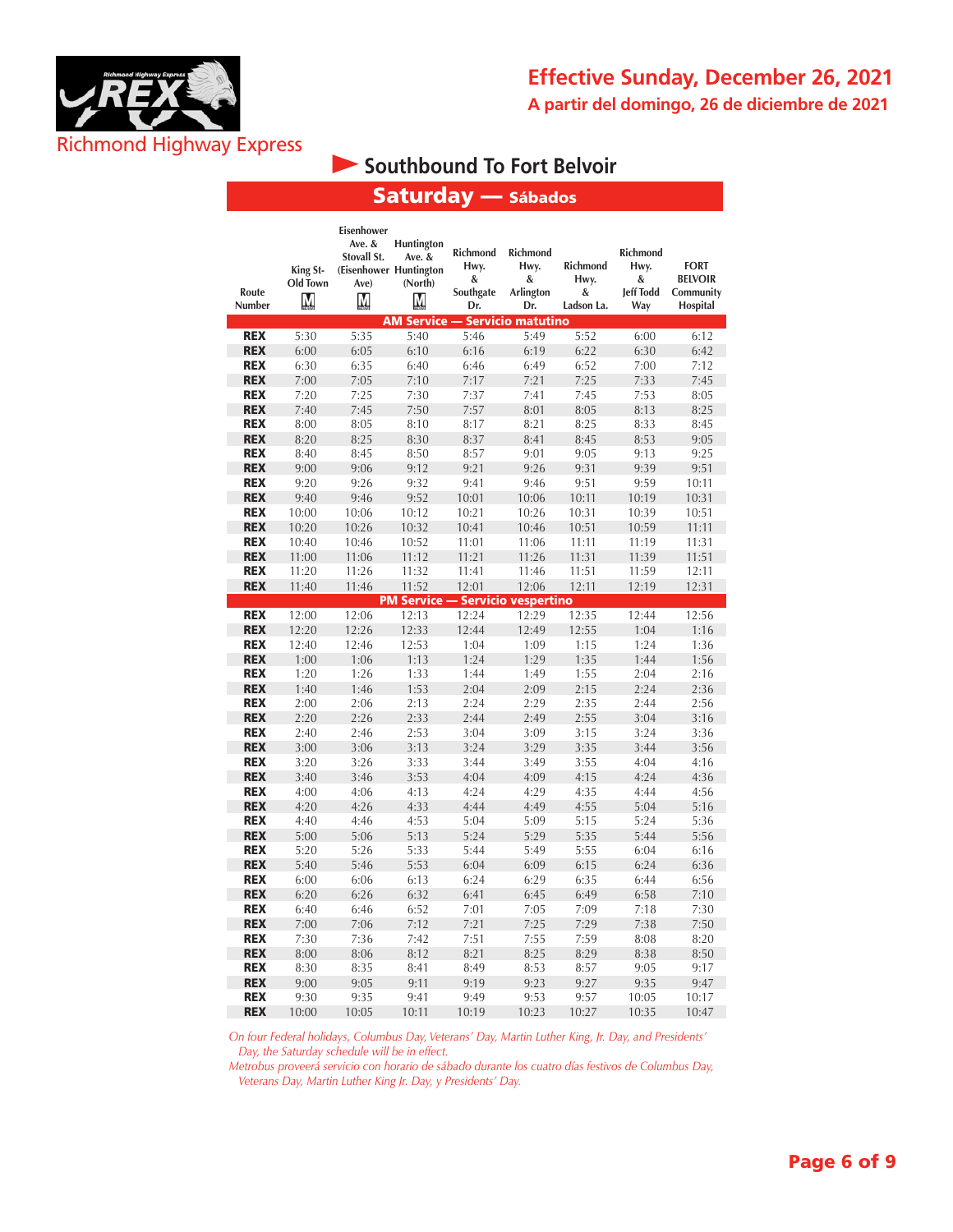Richmond Highway Express

# Effective Sunday, December 26, 2021

## A partir del domingo, 26 de diciembre de 2021

## Southbound To Fort Belvoir

## Saturday — Sábados

| Route Number | King St-Old Town | Eisenhower Ave. & Stovall St. (Eisenhower Ave) | Huntington Ave. & Huntington (North) | Richmond Hwy. & Southgate Dr. | Richmond Hwy. & Arlington Dr. | Richmond Hwy. & Ladson La. | Richmond Hwy. & Jeff Todd Way | FORT BELVOIR Community Hospital |
|---|---|---|---|---|---|---|---|---|
| **AM Service — Servicio matutino** | | | | | | | | |
| REX | 5:30 | 5:35 | 5:40 | 5:46 | 5:49 | 5:52 | 6:00 | 6:12 |
| REX | 6:00 | 6:05 | 6:10 | 6:16 | 6:19 | 6:22 | 6:30 | 6:42 |
| REX | 6:30 | 6:35 | 6:40 | 6:46 | 6:49 | 6:52 | 7:00 | 7:12 |
| REX | 7:00 | 7:05 | 7:10 | 7:17 | 7:21 | 7:25 | 7:33 | 7:45 |
| REX | 7:20 | 7:25 | 7:30 | 7:37 | 7:41 | 7:45 | 7:53 | 8:05 |
| REX | 7:40 | 7:45 | 7:50 | 7:57 | 8:01 | 8:05 | 8:13 | 8:25 |
| REX | 8:00 | 8:05 | 8:10 | 8:17 | 8:21 | 8:25 | 8:33 | 8:45 |
| REX | 8:20 | 8:25 | 8:30 | 8:37 | 8:41 | 8:45 | 8:53 | 9:05 |
| REX | 8:40 | 8:45 | 8:50 | 8:57 | 9:01 | 9:05 | 9:13 | 9:25 |
| REX | 9:00 | 9:06 | 9:12 | 9:21 | 9:26 | 9:31 | 9:39 | 9:51 |
| REX | 9:20 | 9:26 | 9:32 | 9:41 | 9:46 | 9:51 | 9:59 | 10:11 |
| REX | 9:40 | 9:46 | 9:52 | 10:01 | 10:06 | 10:11 | 10:19 | 10:31 |
| REX | 10:00 | 10:06 | 10:12 | 10:21 | 10:26 | 10:31 | 10:39 | 10:51 |
| REX | 10:20 | 10:26 | 10:32 | 10:41 | 10:46 | 10:51 | 10:59 | 11:11 |
| REX | 10:40 | 10:46 | 10:52 | 11:01 | 11:06 | 11:11 | 11:19 | 11:31 |
| REX | 11:00 | 11:06 | 11:12 | 11:21 | 11:26 | 11:31 | 11:39 | 11:51 |
| REX | 11:20 | 11:26 | 11:32 | 11:41 | 11:46 | 11:51 | 11:59 | 12:11 |
| REX | 11:40 | 11:46 | 11:52 | 12:01 | 12:06 | 12:11 | 12:19 | 12:31 |
| **PM Service — Servicio vespertino** | | | | | | | | |
| REX | 12:00 | 12:06 | 12:13 | 12:24 | 12:29 | 12:35 | 12:44 | 12:56 |
| REX | 12:20 | 12:26 | 12:33 | 12:44 | 12:49 | 12:55 | 1:04 | 1:16 |
| REX | 12:40 | 12:46 | 12:53 | 1:04 | 1:09 | 1:15 | 1:24 | 1:36 |
| REX | 1:00 | 1:06 | 1:13 | 1:24 | 1:29 | 1:35 | 1:44 | 1:56 |
| REX | 1:20 | 1:26 | 1:33 | 1:44 | 1:49 | 1:55 | 2:04 | 2:16 |
| REX | 1:40 | 1:46 | 1:53 | 2:04 | 2:09 | 2:15 | 2:24 | 2:36 |
| REX | 2:00 | 2:06 | 2:13 | 2:24 | 2:29 | 2:35 | 2:44 | 2:56 |
| REX | 2:20 | 2:26 | 2:33 | 2:44 | 2:49 | 2:55 | 3:04 | 3:16 |
| REX | 2:40 | 2:46 | 2:53 | 3:04 | 3:09 | 3:15 | 3:24 | 3:36 |
| REX | 3:00 | 3:06 | 3:13 | 3:24 | 3:29 | 3:35 | 3:44 | 3:56 |
| REX | 3:20 | 3:26 | 3:33 | 3:44 | 3:49 | 3:55 | 4:04 | 4:16 |
| REX | 3:40 | 3:46 | 3:53 | 4:04 | 4:09 | 4:15 | 4:24 | 4:36 |
| REX | 4:00 | 4:06 | 4:13 | 4:24 | 4:29 | 4:35 | 4:44 | 4:56 |
| REX | 4:20 | 4:26 | 4:33 | 4:44 | 4:49 | 4:55 | 5:04 | 5:16 |
| REX | 4:40 | 4:46 | 4:53 | 5:04 | 5:09 | 5:15 | 5:24 | 5:36 |
| REX | 5:00 | 5:06 | 5:13 | 5:24 | 5:29 | 5:35 | 5:44 | 5:56 |
| REX | 5:20 | 5:26 | 5:33 | 5:44 | 5:49 | 5:55 | 6:04 | 6:16 |
| REX | 5:40 | 5:46 | 5:53 | 6:04 | 6:09 | 6:15 | 6:24 | 6:36 |
| REX | 6:00 | 6:06 | 6:13 | 6:24 | 6:29 | 6:35 | 6:44 | 6:56 |
| REX | 6:20 | 6:26 | 6:32 | 6:41 | 6:45 | 6:49 | 6:58 | 7:10 |
| REX | 6:40 | 6:46 | 6:52 | 7:01 | 7:05 | 7:09 | 7:18 | 7:30 |
| REX | 7:00 | 7:06 | 7:12 | 7:21 | 7:25 | 7:29 | 7:38 | 7:50 |
| REX | 7:30 | 7:36 | 7:42 | 7:51 | 7:55 | 7:59 | 8:08 | 8:20 |
| REX | 8:00 | 8:06 | 8:12 | 8:21 | 8:25 | 8:29 | 8:38 | 8:50 |
| REX | 8:30 | 8:35 | 8:41 | 8:49 | 8:53 | 8:57 | 9:05 | 9:17 |
| REX | 9:00 | 9:05 | 9:11 | 9:19 | 9:23 | 9:27 | 9:35 | 9:47 |
| REX | 9:30 | 9:35 | 9:41 | 9:49 | 9:53 | 9:57 | 10:05 | 10:17 |
| REX | 10:00 | 10:05 | 10:11 | 10:19 | 10:23 | 10:27 | 10:35 | 10:47 |

*On four Federal holidays, Columbus Day, Veterans' Day, Martin Luther King, Jr. Day, and Presidents' Day, the Saturday schedule will be in effect.*

*Metrobus proveerá servicio con horario de sábado durante los cuatro días festivos de Columbus Day, Veterans Day, Martin Luther King Jr. Day, y Presidents' Day.*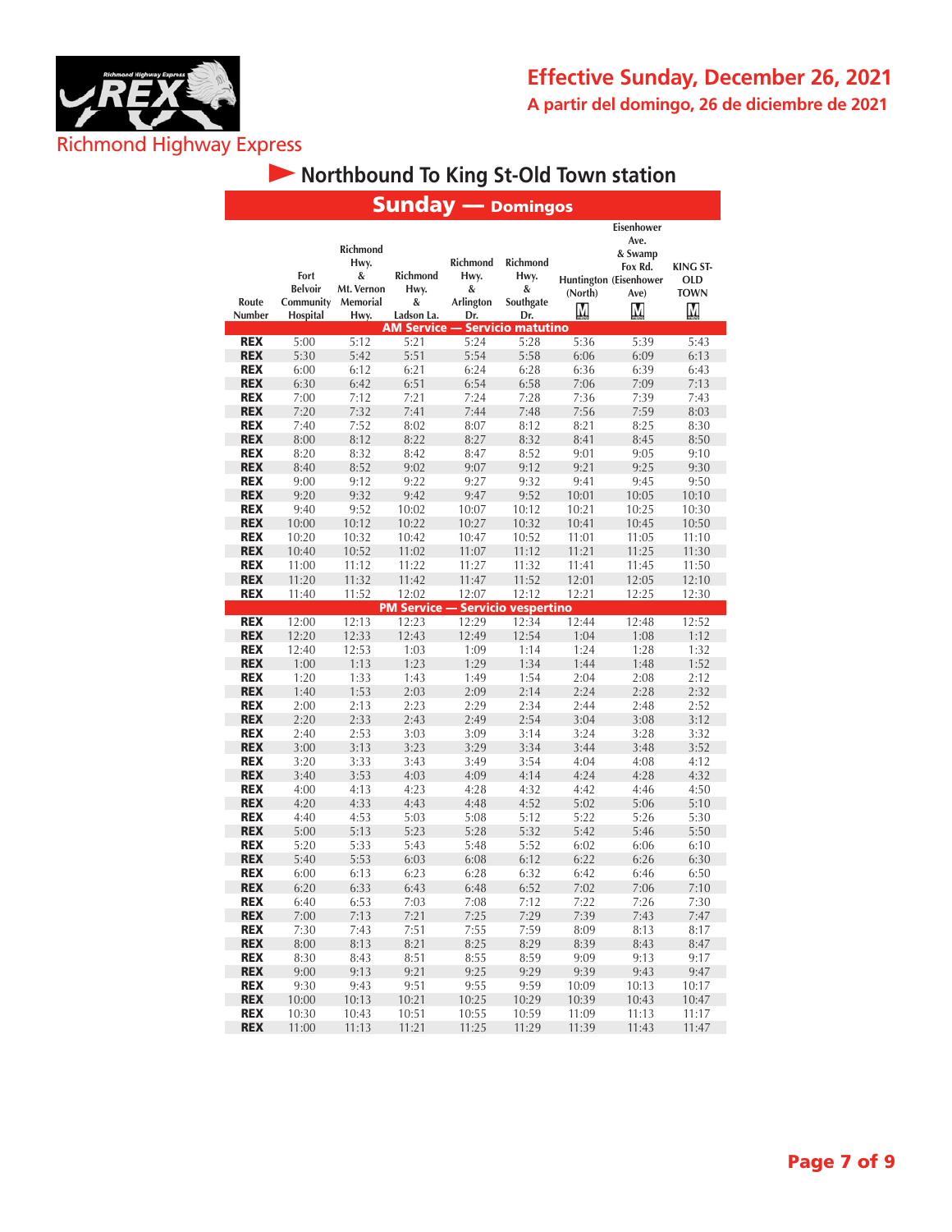Richmond Highway Express

**Effective Sunday, December 26, 2021**

**A partir del domingo, 26 de diciembre de 2021**

## Northbound To King St-Old Town station

### Sunday — Domingos

| Route Number | Fort Belvoir Community Hospital | Richmond Hwy. & Mt. Vernon Memorial Hwy. | Richmond Hwy. & Ladson La. | Richmond Hwy. & Arlington Dr. | Richmond Hwy. & Southgate Dr. | Huntington (North) M | Eisenhower Ave. & Swamp Fox Rd. (Eisenhower Ave) M | KING ST-OLD TOWN M |
|---|---|---|---|---|---|---|---|---|
| **AM Service — Servicio matutino** | | | | | | | | |
| REX | 5:00 | 5:12 | 5:21 | 5:24 | 5:28 | 5:36 | 5:39 | 5:43 |
| REX | 5:30 | 5:42 | 5:51 | 5:54 | 5:58 | 6:06 | 6:09 | 6:13 |
| REX | 6:00 | 6:12 | 6:21 | 6:24 | 6:28 | 6:36 | 6:39 | 6:43 |
| REX | 6:30 | 6:42 | 6:51 | 6:54 | 6:58 | 7:06 | 7:09 | 7:13 |
| REX | 7:00 | 7:12 | 7:21 | 7:24 | 7:28 | 7:36 | 7:39 | 7:43 |
| REX | 7:20 | 7:32 | 7:41 | 7:44 | 7:48 | 7:56 | 7:59 | 8:03 |
| REX | 7:40 | 7:52 | 8:02 | 8:07 | 8:12 | 8:21 | 8:25 | 8:30 |
| REX | 8:00 | 8:12 | 8:22 | 8:27 | 8:32 | 8:41 | 8:45 | 8:50 |
| REX | 8:20 | 8:32 | 8:42 | 8:47 | 8:52 | 9:01 | 9:05 | 9:10 |
| REX | 8:40 | 8:52 | 9:02 | 9:07 | 9:12 | 9:21 | 9:25 | 9:30 |
| REX | 9:00 | 9:12 | 9:22 | 9:27 | 9:32 | 9:41 | 9:45 | 9:50 |
| REX | 9:20 | 9:32 | 9:42 | 9:47 | 9:52 | 10:01 | 10:05 | 10:10 |
| REX | 9:40 | 9:52 | 10:02 | 10:07 | 10:12 | 10:21 | 10:25 | 10:30 |
| REX | 10:00 | 10:12 | 10:22 | 10:27 | 10:32 | 10:41 | 10:45 | 10:50 |
| REX | 10:20 | 10:32 | 10:42 | 10:47 | 10:52 | 11:01 | 11:05 | 11:10 |
| REX | 10:40 | 10:52 | 11:02 | 11:07 | 11:12 | 11:21 | 11:25 | 11:30 |
| REX | 11:00 | 11:12 | 11:22 | 11:27 | 11:32 | 11:41 | 11:45 | 11:50 |
| REX | 11:20 | 11:32 | 11:42 | 11:47 | 11:52 | 12:01 | 12:05 | 12:10 |
| REX | 11:40 | 11:52 | 12:02 | 12:07 | 12:12 | 12:21 | 12:25 | 12:30 |
| **PM Service — Servicio vespertino** | | | | | | | | |
| REX | 12:00 | 12:13 | 12:23 | 12:29 | 12:34 | 12:44 | 12:48 | 12:52 |
| REX | 12:20 | 12:33 | 12:43 | 12:49 | 12:54 | 1:04 | 1:08 | 1:12 |
| REX | 12:40 | 12:53 | 1:03 | 1:09 | 1:14 | 1:24 | 1:28 | 1:32 |
| REX | 1:00 | 1:13 | 1:23 | 1:29 | 1:34 | 1:44 | 1:48 | 1:52 |
| REX | 1:20 | 1:33 | 1:43 | 1:49 | 1:54 | 2:04 | 2:08 | 2:12 |
| REX | 1:40 | 1:53 | 2:03 | 2:09 | 2:14 | 2:24 | 2:28 | 2:32 |
| REX | 2:00 | 2:13 | 2:23 | 2:29 | 2:34 | 2:44 | 2:48 | 2:52 |
| REX | 2:20 | 2:33 | 2:43 | 2:49 | 2:54 | 3:04 | 3:08 | 3:12 |
| REX | 2:40 | 2:53 | 3:03 | 3:09 | 3:14 | 3:24 | 3:28 | 3:32 |
| REX | 3:00 | 3:13 | 3:23 | 3:29 | 3:34 | 3:44 | 3:48 | 3:52 |
| REX | 3:20 | 3:33 | 3:43 | 3:49 | 3:54 | 4:04 | 4:08 | 4:12 |
| REX | 3:40 | 3:53 | 4:03 | 4:09 | 4:14 | 4:24 | 4:28 | 4:32 |
| REX | 4:00 | 4:13 | 4:23 | 4:28 | 4:32 | 4:42 | 4:46 | 4:50 |
| REX | 4:20 | 4:33 | 4:43 | 4:48 | 4:52 | 5:02 | 5:06 | 5:10 |
| REX | 4:40 | 4:53 | 5:03 | 5:08 | 5:12 | 5:22 | 5:26 | 5:30 |
| REX | 5:00 | 5:13 | 5:23 | 5:28 | 5:32 | 5:42 | 5:46 | 5:50 |
| REX | 5:20 | 5:33 | 5:43 | 5:48 | 5:52 | 6:02 | 6:06 | 6:10 |
| REX | 5:40 | 5:53 | 6:03 | 6:08 | 6:12 | 6:22 | 6:26 | 6:30 |
| REX | 6:00 | 6:13 | 6:23 | 6:28 | 6:32 | 6:42 | 6:46 | 6:50 |
| REX | 6:20 | 6:33 | 6:43 | 6:48 | 6:52 | 7:02 | 7:06 | 7:10 |
| REX | 6:40 | 6:53 | 7:03 | 7:08 | 7:12 | 7:22 | 7:26 | 7:30 |
| REX | 7:00 | 7:13 | 7:21 | 7:25 | 7:29 | 7:39 | 7:43 | 7:47 |
| REX | 7:30 | 7:43 | 7:51 | 7:55 | 7:59 | 8:09 | 8:13 | 8:17 |
| REX | 8:00 | 8:13 | 8:21 | 8:25 | 8:29 | 8:39 | 8:43 | 8:47 |
| REX | 8:30 | 8:43 | 8:51 | 8:55 | 8:59 | 9:09 | 9:13 | 9:17 |
| REX | 9:00 | 9:13 | 9:21 | 9:25 | 9:29 | 9:39 | 9:43 | 9:47 |
| REX | 9:30 | 9:43 | 9:51 | 9:55 | 9:59 | 10:09 | 10:13 | 10:17 |
| REX | 10:00 | 10:13 | 10:21 | 10:25 | 10:29 | 10:39 | 10:43 | 10:47 |
| REX | 10:30 | 10:43 | 10:51 | 10:55 | 10:59 | 11:09 | 11:13 | 11:17 |
| REX | 11:00 | 11:13 | 11:21 | 11:25 | 11:29 | 11:39 | 11:43 | 11:47 |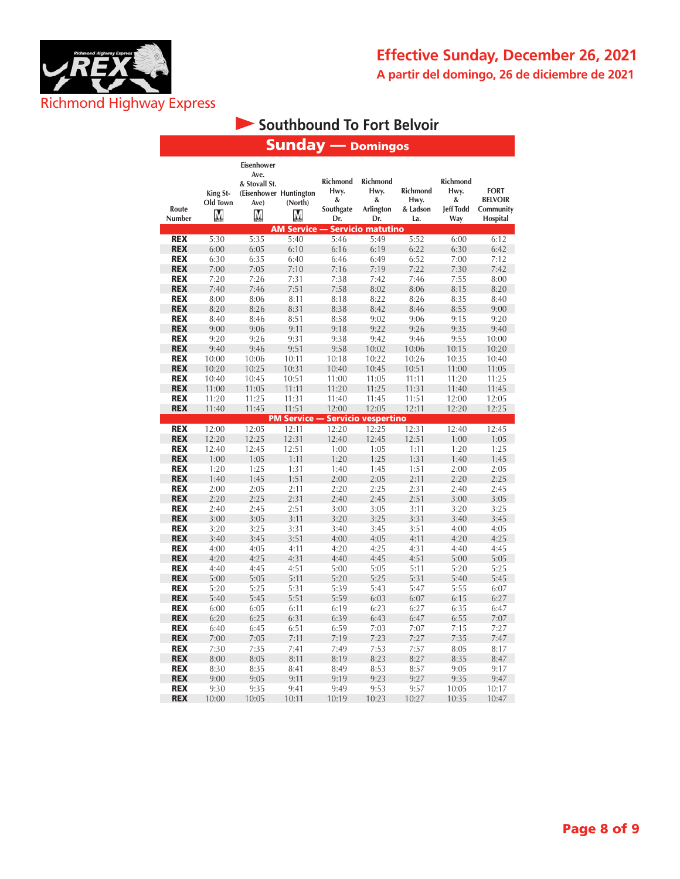Richmond Highway Express

# Effective Sunday, December 26, 2021

**A partir del domingo, 26 de diciembre de 2021**

## Southbound To Fort Belvoir

### Sunday — Domingos

| Route Number | King St-Old Town | Eisenhower Ave. & Stovall St. (Eisenhower Ave) | Huntington (North) | Richmond Hwy. & Southgate Dr. | Richmond Hwy. & Arlington Dr. | Richmond Hwy. & Ladson La. | Richmond Hwy. & Jeff Todd Way | FORT BELVOIR Community Hospital |
|---|---|---|---|---|---|---|---|---|
| **AM Service — Servicio matutino** | | | | | | | | |
| REX | 5:30 | 5:35 | 5:40 | 5:46 | 5:49 | 5:52 | 6:00 | 6:12 |
| REX | 6:00 | 6:05 | 6:10 | 6:16 | 6:19 | 6:22 | 6:30 | 6:42 |
| REX | 6:30 | 6:35 | 6:40 | 6:46 | 6:49 | 6:52 | 7:00 | 7:12 |
| REX | 7:00 | 7:05 | 7:10 | 7:16 | 7:19 | 7:22 | 7:30 | 7:42 |
| REX | 7:20 | 7:26 | 7:31 | 7:38 | 7:42 | 7:46 | 7:55 | 8:00 |
| REX | 7:40 | 7:46 | 7:51 | 7:58 | 8:02 | 8:06 | 8:15 | 8:20 |
| REX | 8:00 | 8:06 | 8:11 | 8:18 | 8:22 | 8:26 | 8:35 | 8:40 |
| REX | 8:20 | 8:26 | 8:31 | 8:38 | 8:42 | 8:46 | 8:55 | 9:00 |
| REX | 8:40 | 8:46 | 8:51 | 8:58 | 9:02 | 9:06 | 9:15 | 9:20 |
| REX | 9:00 | 9:06 | 9:11 | 9:18 | 9:22 | 9:26 | 9:35 | 9:40 |
| REX | 9:20 | 9:26 | 9:31 | 9:38 | 9:42 | 9:46 | 9:55 | 10:00 |
| REX | 9:40 | 9:46 | 9:51 | 9:58 | 10:02 | 10:06 | 10:15 | 10:20 |
| REX | 10:00 | 10:06 | 10:11 | 10:18 | 10:22 | 10:26 | 10:35 | 10:40 |
| REX | 10:20 | 10:25 | 10:31 | 10:40 | 10:45 | 10:51 | 11:00 | 11:05 |
| REX | 10:40 | 10:45 | 10:51 | 11:00 | 11:05 | 11:11 | 11:20 | 11:25 |
| REX | 11:00 | 11:05 | 11:11 | 11:20 | 11:25 | 11:31 | 11:40 | 11:45 |
| REX | 11:20 | 11:25 | 11:31 | 11:40 | 11:45 | 11:51 | 12:00 | 12:05 |
| REX | 11:40 | 11:45 | 11:51 | 12:00 | 12:05 | 12:11 | 12:20 | 12:25 |
| **PM Service — Servicio vespertino** | | | | | | | | |
| REX | 12:00 | 12:05 | 12:11 | 12:20 | 12:25 | 12:31 | 12:40 | 12:45 |
| REX | 12:20 | 12:25 | 12:31 | 12:40 | 12:45 | 12:51 | 1:00 | 1:05 |
| REX | 12:40 | 12:45 | 12:51 | 1:00 | 1:05 | 1:11 | 1:20 | 1:25 |
| REX | 1:00 | 1:05 | 1:11 | 1:20 | 1:25 | 1:31 | 1:40 | 1:45 |
| REX | 1:20 | 1:25 | 1:31 | 1:40 | 1:45 | 1:51 | 2:00 | 2:05 |
| REX | 1:40 | 1:45 | 1:51 | 2:00 | 2:05 | 2:11 | 2:20 | 2:25 |
| REX | 2:00 | 2:05 | 2:11 | 2:20 | 2:25 | 2:31 | 2:40 | 2:45 |
| REX | 2:20 | 2:25 | 2:31 | 2:40 | 2:45 | 2:51 | 3:00 | 3:05 |
| REX | 2:40 | 2:45 | 2:51 | 3:00 | 3:05 | 3:11 | 3:20 | 3:25 |
| REX | 3:00 | 3:05 | 3:11 | 3:20 | 3:25 | 3:31 | 3:40 | 3:45 |
| REX | 3:20 | 3:25 | 3:31 | 3:40 | 3:45 | 3:51 | 4:00 | 4:05 |
| REX | 3:40 | 3:45 | 3:51 | 4:00 | 4:05 | 4:11 | 4:20 | 4:25 |
| REX | 4:00 | 4:05 | 4:11 | 4:20 | 4:25 | 4:31 | 4:40 | 4:45 |
| REX | 4:20 | 4:25 | 4:31 | 4:40 | 4:45 | 4:51 | 5:00 | 5:05 |
| REX | 4:40 | 4:45 | 4:51 | 5:00 | 5:05 | 5:11 | 5:20 | 5:25 |
| REX | 5:00 | 5:05 | 5:11 | 5:20 | 5:25 | 5:31 | 5:40 | 5:45 |
| REX | 5:20 | 5:25 | 5:31 | 5:39 | 5:43 | 5:47 | 5:55 | 6:07 |
| REX | 5:40 | 5:45 | 5:51 | 5:59 | 6:03 | 6:07 | 6:15 | 6:27 |
| REX | 6:00 | 6:05 | 6:11 | 6:19 | 6:23 | 6:27 | 6:35 | 6:47 |
| REX | 6:20 | 6:25 | 6:31 | 6:39 | 6:43 | 6:47 | 6:55 | 7:07 |
| REX | 6:40 | 6:45 | 6:51 | 6:59 | 7:03 | 7:07 | 7:15 | 7:27 |
| REX | 7:00 | 7:05 | 7:11 | 7:19 | 7:23 | 7:27 | 7:35 | 7:47 |
| REX | 7:30 | 7:35 | 7:41 | 7:49 | 7:53 | 7:57 | 8:05 | 8:17 |
| REX | 8:00 | 8:05 | 8:11 | 8:19 | 8:23 | 8:27 | 8:35 | 8:47 |
| REX | 8:30 | 8:35 | 8:41 | 8:49 | 8:53 | 8:57 | 9:05 | 9:17 |
| REX | 9:00 | 9:05 | 9:11 | 9:19 | 9:23 | 9:27 | 9:35 | 9:47 |
| REX | 9:30 | 9:35 | 9:41 | 9:49 | 9:53 | 9:57 | 10:05 | 10:17 |
| REX | 10:00 | 10:05 | 10:11 | 10:19 | 10:23 | 10:27 | 10:35 | 10:47 |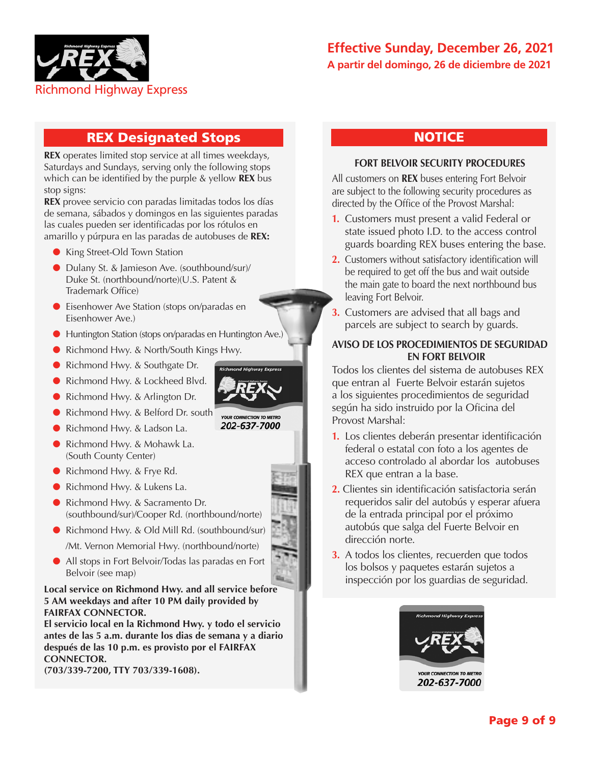REX

Richmond Highway Express

**Effective Sunday, December 26, 2021**

**A partir del domingo, 26 de diciembre de 2021**

## REX Designated Stops

**REX** operates limited stop service at all times weekdays, Saturdays and Sundays, serving only the following stops which can be identified by the purple & yellow **REX** bus stop signs:

**REX** provee servicio con paradas limitadas todos los días de semana, sábados y domingos en las siguientes paradas las cuales pueden ser identificadas por los rótulos en amarillo y púrpura en las paradas de autobuses de **REX:**

- King Street-Old Town Station
- Dulany St. & Jamieson Ave. (southbound/sur)/ Duke St. (northbound/norte)(U.S. Patent & Trademark Office)
- Eisenhower Ave Station (stops on/paradas en Eisenhower Ave.)
- Huntington Station (stops on/paradas en Huntington Ave.)
- Richmond Hwy. & North/South Kings Hwy.
- Richmond Hwy. & Southgate Dr.
- Richmond Hwy. & Lockheed Blvd.
- Richmond Hwy. & Arlington Dr.
- Richmond Hwy. & Belford Dr. south
- Richmond Hwy. & Ladson La.
- Richmond Hwy. & Mohawk La. (South County Center)
- Richmond Hwy. & Frye Rd.
- Richmond Hwy. & Lukens La.
- Richmond Hwy. & Sacramento Dr. (southbound/sur)/Cooper Rd. (northbound/norte)
- Richmond Hwy. & Old Mill Rd. (southbound/sur) /Mt. Vernon Memorial Hwy. (northbound/norte)
- All stops in Fort Belvoir/Todas las paradas en Fort Belvoir (see map)

**Local service on Richmond Hwy. and all service before 5 AM weekdays and after 10 PM daily provided by FAIRFAX CONNECTOR.**

**El servicio local en la Richmond Hwy. y todo el servicio antes de las 5 a.m. durante los dias de semana y a diario después de las 10 p.m. es provisto por el FAIRFAX CONNECTOR.**

**(703/339-7200, TTY 703/339-1608).**

Richmond Highway Express REX YOUR CONNECTION TO METRO 202-637-7000

## NOTICE

### FORT BELVOIR SECURITY PROCEDURES

All customers on **REX** buses entering Fort Belvoir are subject to the following security procedures as directed by the Office of the Provost Marshal:

1. Customers must present a valid Federal or state issued photo I.D. to the access control guards boarding REX buses entering the base.
2. Customers without satisfactory identification will be required to get off the bus and wait outside the main gate to board the next northbound bus leaving Fort Belvoir.
3. Customers are advised that all bags and parcels are subject to search by guards.

### AVISO DE LOS PROCEDIMIENTOS DE SEGURIDAD EN FORT BELVOIR

Todos los clientes del sistema de autobuses REX que entran al Fuerte Belvoir estarán sujetos a los siguientes procedimientos de seguridad según ha sido instruido por la Oficina del Provost Marshal:

1. Los clientes deberán presentar identificación federal o estatal con foto a los agentes de acceso controlado al abordar los autobuses REX que entran a la base.
2. Clientes sin identificación satisfactoria serán requeridos salir del autobús y esperar afuera de la entrada principal por el próximo autobús que salga del Fuerte Belvoir en dirección norte.
3. A todos los clientes, recuerden que todos los bolsos y paquetes estarán sujetos a inspección por los guardias de seguridad.

Richmond Highway Express REX YOUR CONNECTION TO METRO 202-637-7000